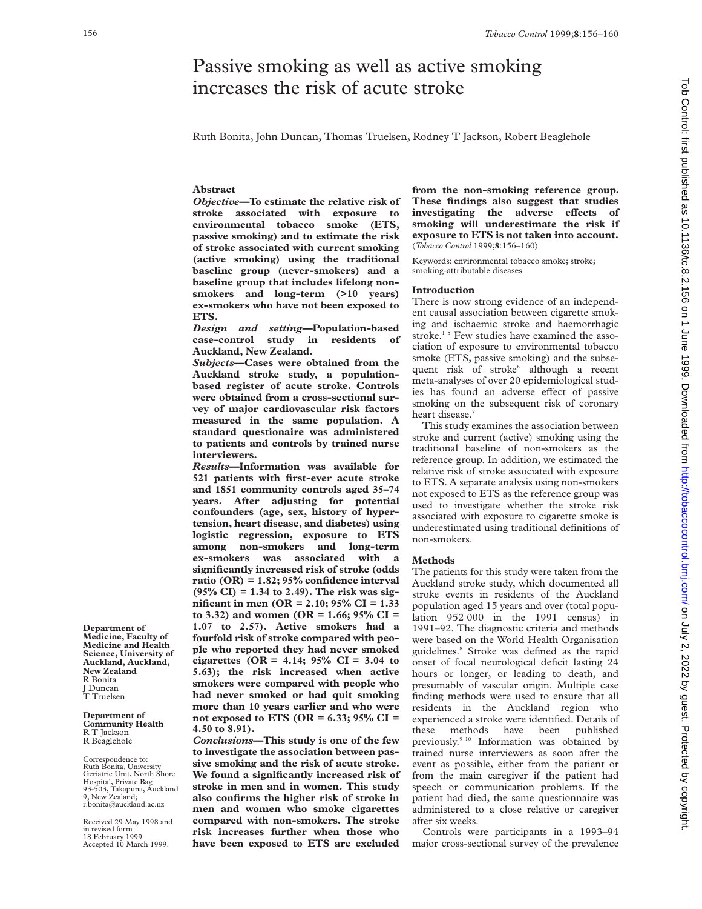# Passive smoking as well as active smoking increases the risk of acute stroke

Ruth Bonita, John Duncan, Thomas Truelsen, Rodney T Jackson, Robert Beaglehole

## Abstract

***Objective*—To estimate the relative risk of stroke associated with exposure to environmental tobacco smoke (ETS, passive smoking) and to estimate the risk of stroke associated with current smoking (active smoking) using the traditional baseline group (never-smokers) and a baseline group that includes lifelong non-smokers and long-term (>10 years) ex-smokers who have not been exposed to ETS.**

***Design and setting*—Population-based case-control study in residents of Auckland, New Zealand.**

***Subjects*—Cases were obtained from the Auckland stroke study, a population-based register of acute stroke. Controls were obtained from a cross-sectional survey of major cardiovascular risk factors measured in the same population. A standard questionaire was administered to patients and controls by trained nurse interviewers.**

***Results*—Information was available for 521 patients with first-ever acute stroke and 1851 community controls aged 35–74 years. After adjusting for potential confounders (age, sex, history of hypertension, heart disease, and diabetes) using logistic regression, exposure to ETS among non-smokers and long-term ex-smokers was associated with a significantly increased risk of stroke (odds ratio (OR) = 1.82; 95% confidence interval (95% CI) = 1.34 to 2.49). The risk was significant in men (OR = 2.10; 95% CI = 1.33 to 3.32) and women (OR = 1.66; 95% CI = 1.07 to 2.57). Active smokers had a fourfold risk of stroke compared with people who reported they had never smoked cigarettes (OR = 4.14; 95% CI = 3.04 to 5.63); the risk increased when active smokers were compared with people who had never smoked or had quit smoking more than 10 years earlier and who were not exposed to ETS (OR = 6.33; 95% CI = 4.50 to 8.91).**

***Conclusions*—This study is one of the few to investigate the association between passive smoking and the risk of acute stroke. We found a significantly increased risk of stroke in men and in women. This study also confirms the higher risk of stroke in men and women who smoke cigarettes compared with non-smokers. The stroke risk increases further when those who have been exposed to ETS are excluded from the non-smoking reference group. These findings also suggest that studies investigating the adverse effects of smoking will underestimate the risk if exposure to ETS is not taken into account.**
(*Tobacco Control* 1999;**8**:156–160)

Keywords: environmental tobacco smoke; stroke; smoking-attributable diseases

## Introduction

There is now strong evidence of an independent causal association between cigarette smoking and ischaemic stroke and haemorrhagic stroke.[1–5] Few studies have examined the association of exposure to environmental tobacco smoke (ETS, passive smoking) and the subsequent risk of stroke[6] although a recent meta-analyses of over 20 epidemiological studies has found an adverse effect of passive smoking on the subsequent risk of coronary heart disease.[7]

This study examines the association between stroke and current (active) smoking using the traditional baseline of non-smokers as the reference group. In addition, we estimated the relative risk of stroke associated with exposure to ETS. A separate analysis using non-smokers not exposed to ETS as the reference group was used to investigate whether the stroke risk associated with exposure to cigarette smoke is underestimated using traditional definitions of non-smokers.

## Methods

The patients for this study were taken from the Auckland stroke study, which documented all stroke events in residents of the Auckland population aged 15 years and over (total population 952 000 in the 1991 census) in 1991–92. The diagnostic criteria and methods were based on the World Health Organisation guidelines.[8] Stroke was defined as the rapid onset of focal neurological deficit lasting 24 hours or longer, or leading to death, and presumably of vascular origin. Multiple case finding methods were used to ensure that all residents in the Auckland region who experienced a stroke were identified. Details of these methods have been published previously.[9,10] Information was obtained by trained nurse interviewers as soon after the event as possible, either from the patient or from the main caregiver if the patient had speech or communication problems. If the patient had died, the same questionnaire was administered to a close relative or caregiver after six weeks.

Controls were participants in a 1993–94 major cross-sectional survey of the prevalence

Department of Medicine, Faculty of Medicine and Health Science, University of Auckland, Auckland, New Zealand
R Bonita
J Duncan
T Truelsen

Department of Community Health
R T Jackson
R Beaglehole

Correspondence to: Ruth Bonita, University Geriatric Unit, North Shore Hospital, Private Bag 93-503, Takapuna, Auckland 9, New Zealand; r.bonita@auckland.ac.nz

Received 29 May 1998 and in revised form 18 February 1999
Accepted 10 March 1999.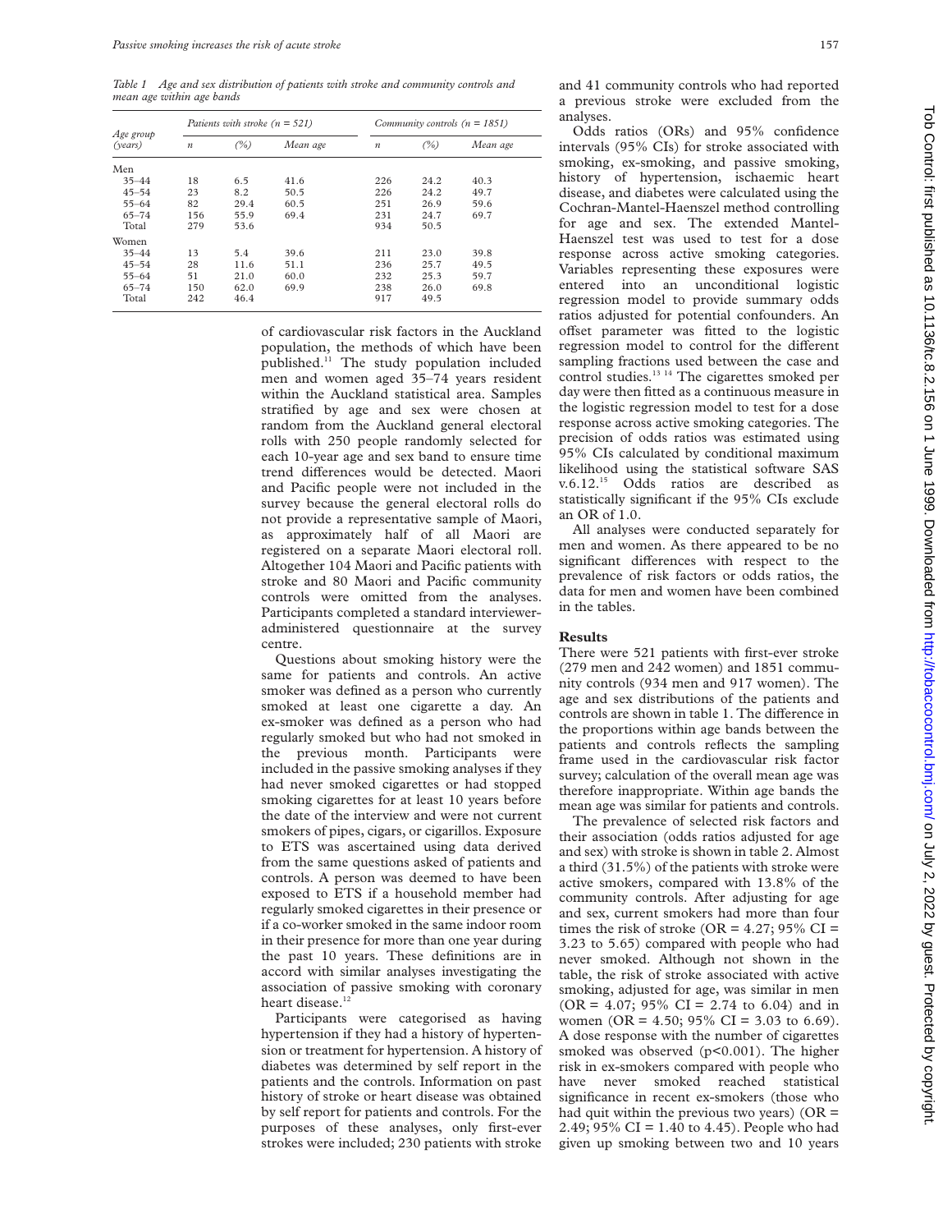*Table 1 Age and sex distribution of patients with stroke and community controls and mean age within age bands*

| Age group (years) | Patients with stroke (n = 521) | | | Community controls (n = 1851) | | |
|---|---|---|---|---|---|---|
| | n | (%) | Mean age | n | (%) | Mean age |
| Men | | | | | | |
| 35–44 | 18 | 6.5 | 41.6 | 226 | 24.2 | 40.3 |
| 45–54 | 23 | 8.2 | 50.5 | 226 | 24.2 | 49.7 |
| 55–64 | 82 | 29.4 | 60.5 | 251 | 26.9 | 59.6 |
| 65–74 | 156 | 55.9 | 69.4 | 231 | 24.7 | 69.7 |
| Total | 279 | 53.6 | | 934 | 50.5 | |
| Women | | | | | | |
| 35–44 | 13 | 5.4 | 39.6 | 211 | 23.0 | 39.8 |
| 45–54 | 28 | 11.6 | 51.1 | 236 | 25.7 | 49.5 |
| 55–64 | 51 | 21.0 | 60.0 | 232 | 25.3 | 59.7 |
| 65–74 | 150 | 62.0 | 69.9 | 238 | 26.0 | 69.8 |
| Total | 242 | 46.4 | | 917 | 49.5 | |

of cardiovascular risk factors in the Auckland population, the methods of which have been published.[11] The study population included men and women aged 35–74 years resident within the Auckland statistical area. Samples stratified by age and sex were chosen at random from the Auckland general electoral rolls with 250 people randomly selected for each 10-year age and sex band to ensure time trend differences would be detected. Maori and Pacific people were not included in the survey because the general electoral rolls do not provide a representative sample of Maori, as approximately half of all Maori are registered on a separate Maori electoral roll. Altogether 104 Maori and Pacific patients with stroke and 80 Maori and Pacific community controls were omitted from the analyses. Participants completed a standard interviewer-administered questionnaire at the survey centre.

Questions about smoking history were the same for patients and controls. An active smoker was defined as a person who currently smoked at least one cigarette a day. An ex-smoker was defined as a person who had regularly smoked but who had not smoked in the previous month. Participants were included in the passive smoking analyses if they had never smoked cigarettes or had stopped smoking cigarettes for at least 10 years before the date of the interview and were not current smokers of pipes, cigars, or cigarillos. Exposure to ETS was ascertained using data derived from the same questions asked of patients and controls. A person was deemed to have been exposed to ETS if a household member had regularly smoked cigarettes in their presence or if a co-worker smoked in the same indoor room in their presence for more than one year during the past 10 years. These definitions are in accord with similar analyses investigating the association of passive smoking with coronary heart disease.[12]

Participants were categorised as having hypertension if they had a history of hypertension or treatment for hypertension. A history of diabetes was determined by self report in the patients and the controls. Information on past history of stroke or heart disease was obtained by self report for patients and controls. For the purposes of these analyses, only first-ever strokes were included; 230 patients with stroke and 41 community controls who had reported a previous stroke were excluded from the analyses.

Odds ratios (ORs) and 95% confidence intervals (95% CIs) for stroke associated with smoking, ex-smoking, and passive smoking, history of hypertension, ischaemic heart disease, and diabetes were calculated using the Cochran-Mantel-Haenszel method controlling for age and sex. The extended Mantel-Haenszel test was used to test for a dose response across active smoking categories. Variables representing these exposures were entered into an unconditional logistic regression model to provide summary odds ratios adjusted for potential confounders. An offset parameter was fitted to the logistic regression model to control for the different sampling fractions used between the case and control studies.[13 14] The cigarettes smoked per day were then fitted as a continuous measure in the logistic regression model to test for a dose response across active smoking categories. The precision of odds ratios was estimated using 95% CIs calculated by conditional maximum likelihood using the statistical software SAS v.6.12.[15] Odds ratios are described as statistically significant if the 95% CIs exclude an OR of 1.0.

All analyses were conducted separately for men and women. As there appeared to be no significant differences with respect to the prevalence of risk factors or odds ratios, the data for men and women have been combined in the tables.

## Results

There were 521 patients with first-ever stroke (279 men and 242 women) and 1851 community controls (934 men and 917 women). The age and sex distributions of the patients and controls are shown in table 1. The difference in the proportions within age bands between the patients and controls reflects the sampling frame used in the cardiovascular risk factor survey; calculation of the overall mean age was therefore inappropriate. Within age bands the mean age was similar for patients and controls.

The prevalence of selected risk factors and their association (odds ratios adjusted for age and sex) with stroke is shown in table 2. Almost a third (31.5%) of the patients with stroke were active smokers, compared with 13.8% of the community controls. After adjusting for age and sex, current smokers had more than four times the risk of stroke (OR = 4.27; 95% CI = 3.23 to 5.65) compared with people who had never smoked. Although not shown in the table, the risk of stroke associated with active smoking, adjusted for age, was similar in men (OR = 4.07; 95% CI = 2.74 to 6.04) and in women (OR = 4.50; 95% CI = 3.03 to 6.69). A dose response with the number of cigarettes smoked was observed ($p<0.001$). The higher risk in ex-smokers compared with people who have never smoked reached statistical significance in recent ex-smokers (those who had quit within the previous two years) (OR = 2.49; 95% CI = 1.40 to 4.45). People who had given up smoking between two and 10 years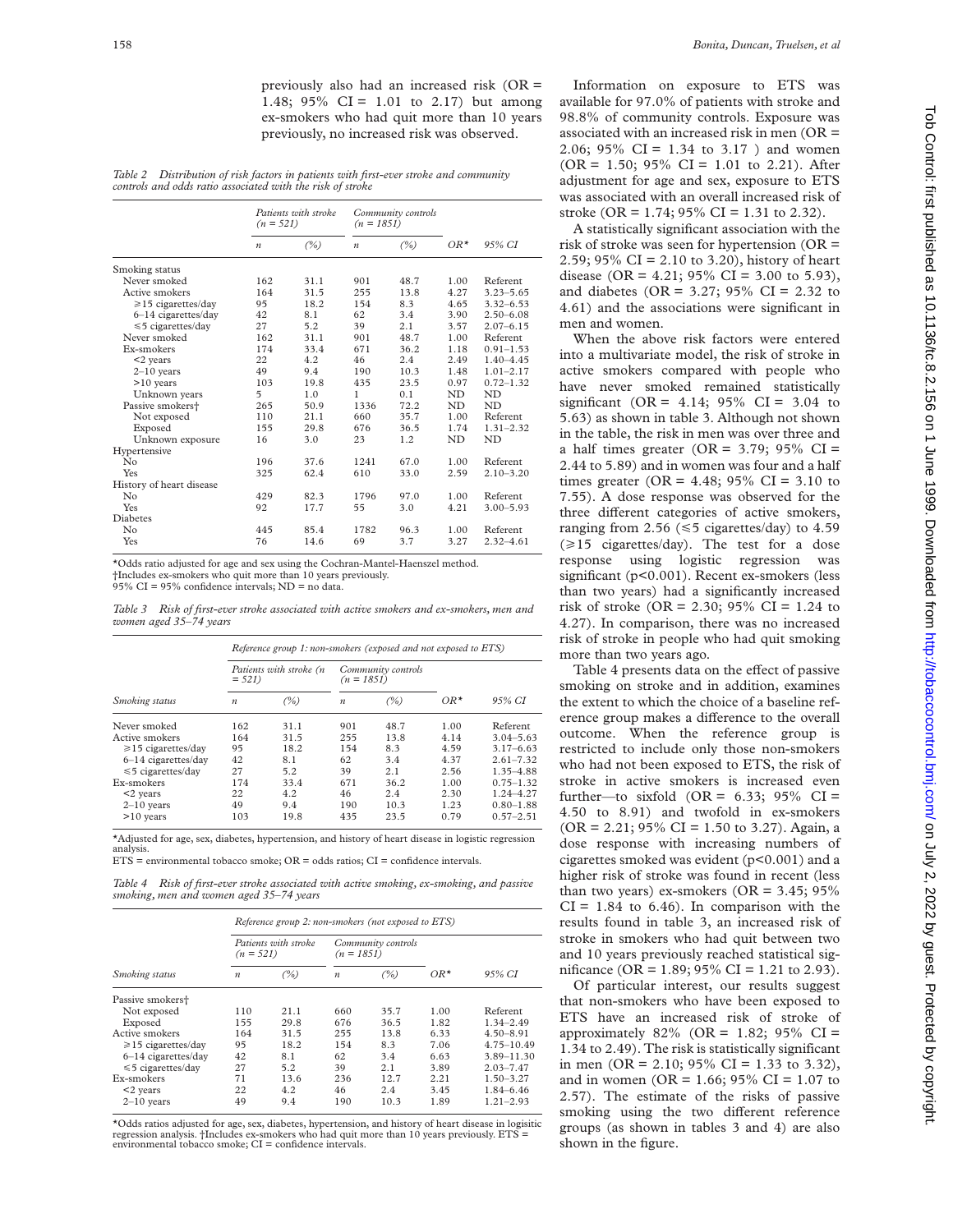previously also had an increased risk (OR = 1.48; 95% CI = 1.01 to 2.17) but among ex-smokers who had quit more than 10 years previously, no increased risk was observed.

*Table 2 Distribution of risk factors in patients with first-ever stroke and community controls and odds ratio associated with the risk of stroke*

| | Patients with stroke (n = 521) | | Community controls (n = 1851) | | | |
|---|---|---|---|---|---|---|
| | n | (%) | n | (%) | OR* | 95% CI |
| Smoking status | | | | | | |
| Never smoked | 162 | 31.1 | 901 | 48.7 | 1.00 | Referent |
| Active smokers | 164 | 31.5 | 255 | 13.8 | 4.27 | 3.23–5.65 |
| ≥15 cigarettes/day | 95 | 18.2 | 154 | 8.3 | 4.65 | 3.32–6.53 |
| 6–14 cigarettes/day | 42 | 8.1 | 62 | 3.4 | 3.90 | 2.50–6.08 |
| ≤5 cigarettes/day | 27 | 5.2 | 39 | 2.1 | 3.57 | 2.07–6.15 |
| Never smoked | 162 | 31.1 | 901 | 48.7 | 1.00 | Referent |
| Ex-smokers | 174 | 33.4 | 671 | 36.2 | 1.18 | 0.91–1.53 |
| <2 years | 22 | 4.2 | 46 | 2.4 | 2.49 | 1.40–4.45 |
| 2–10 years | 49 | 9.4 | 190 | 10.3 | 1.48 | 1.01–2.17 |
| >10 years | 103 | 19.8 | 435 | 23.5 | 0.97 | 0.72–1.32 |
| Unknown years | 5 | 1.0 | 1 | 0.1 | ND | ND |
| Passive smokers† | 265 | 50.9 | 1336 | 72.2 | ND | ND |
| Not exposed | 110 | 21.1 | 660 | 35.7 | 1.00 | Referent |
| Exposed | 155 | 29.8 | 676 | 36.5 | 1.74 | 1.31–2.32 |
| Unknown exposure | 16 | 3.0 | 23 | 1.2 | ND | ND |
| Hypertensive | | | | | | |
| No | 196 | 37.6 | 1241 | 67.0 | 1.00 | Referent |
| Yes | 325 | 62.4 | 610 | 33.0 | 2.59 | 2.10–3.20 |
| History of heart disease | | | | | | |
| No | 429 | 82.3 | 1796 | 97.0 | 1.00 | Referent |
| Yes | 92 | 17.7 | 55 | 3.0 | 4.21 | 3.00–5.93 |
| Diabetes | | | | | | |
| No | 445 | 85.4 | 1782 | 96.3 | 1.00 | Referent |
| Yes | 76 | 14.6 | 69 | 3.7 | 3.27 | 2.32–4.61 |

*Odds ratio adjusted for age and sex using the Cochran-Mantel-Haenszel method.
†Includes ex-smokers who quit more than 10 years previously.
95% CI = 95% confidence intervals; ND = no data.

*Table 3 Risk of first-ever stroke associated with active smokers and ex-smokers, men and women aged 35–74 years*

| | Reference group 1: non-smokers (exposed and not exposed to ETS) | | | | | |
|---|---|---|---|---|---|---|
| | Patients with stroke (n = 521) | | Community controls (n = 1851) | | | |
| Smoking status | n | (%) | n | (%) | OR* | 95% CI |
| Never smoked | 162 | 31.1 | 901 | 48.7 | 1.00 | Referent |
| Active smokers | 164 | 31.5 | 255 | 13.8 | 4.14 | 3.04–5.63 |
| ≥15 cigarettes/day | 95 | 18.2 | 154 | 8.3 | 4.59 | 3.17–6.63 |
| 6–14 cigarettes/day | 42 | 8.1 | 62 | 3.4 | 4.37 | 2.61–7.32 |
| ≤5 cigarettes/day | 27 | 5.2 | 39 | 2.1 | 2.56 | 1.35–4.88 |
| Ex-smokers | 174 | 33.4 | 671 | 36.2 | 1.00 | 0.75–1.32 |
| <2 years | 22 | 4.2 | 46 | 2.4 | 2.30 | 1.24–4.27 |
| 2–10 years | 49 | 9.4 | 190 | 10.3 | 1.23 | 0.80–1.88 |
| >10 years | 103 | 19.8 | 435 | 23.5 | 0.79 | 0.57–2.51 |

*Adjusted for age, sex, diabetes, hypertension, and history of heart disease in logistic regression analysis.
ETS = environmental tobacco smoke; OR = odds ratios; CI = confidence intervals.

*Table 4 Risk of first-ever stroke associated with active smoking, ex-smoking, and passive smoking, men and women aged 35–74 years*

| | Reference group 2: non-smokers (not exposed to ETS) | | | | | |
|---|---|---|---|---|---|---|
| | Patients with stroke (n = 521) | | Community controls (n = 1851) | | | |
| Smoking status | n | (%) | n | (%) | OR* | 95% CI |
| Passive smokers† | | | | | | |
| Not exposed | 110 | 21.1 | 660 | 35.7 | 1.00 | Referent |
| Exposed | 155 | 29.8 | 676 | 36.5 | 1.82 | 1.34–2.49 |
| Active smokers | 164 | 31.5 | 255 | 13.8 | 6.33 | 4.50–8.91 |
| ≥15 cigarettes/day | 95 | 18.2 | 154 | 8.3 | 7.06 | 4.75–10.49 |
| 6–14 cigarettes/day | 42 | 8.1 | 62 | 3.4 | 6.63 | 3.89–11.30 |
| ≤5 cigarettes/day | 27 | 5.2 | 39 | 2.1 | 3.89 | 2.03–7.47 |
| Ex-smokers | 71 | 13.6 | 236 | 12.7 | 2.21 | 1.50–3.27 |
| <2 years | 22 | 4.2 | 46 | 2.4 | 3.45 | 1.84–6.46 |
| 2–10 years | 49 | 9.4 | 190 | 10.3 | 1.89 | 1.21–2.93 |

*Odds ratios adjusted for age, sex, diabetes, hypertension, and history of heart disease in logisitic regression analysis. †Includes ex-smokers who had quit more than 10 years previously. ETS = environmental tobacco smoke; CI = confidence intervals.

Information on exposure to ETS was available for 97.0% of patients with stroke and 98.8% of community controls. Exposure was associated with an increased risk in men (OR = 2.06; 95% CI = 1.34 to 3.17 ) and women (OR = 1.50; 95% CI = 1.01 to 2.21). After adjustment for age and sex, exposure to ETS was associated with an overall increased risk of stroke (OR = 1.74; 95% CI = 1.31 to 2.32).

A statistically significant association with the risk of stroke was seen for hypertension (OR = 2.59; 95% CI = 2.10 to 3.20), history of heart disease (OR = 4.21; 95% CI = 3.00 to 5.93), and diabetes (OR = 3.27; 95% CI = 2.32 to 4.61) and the associations were significant in men and women.

When the above risk factors were entered into a multivariate model, the risk of stroke in active smokers compared with people who have never smoked remained statistically significant (OR = 4.14; 95% CI = 3.04 to 5.63) as shown in table 3. Although not shown in the table, the risk in men was over three and a half times greater (OR = 3.79; 95% CI = 2.44 to 5.89) and in women was four and a half times greater (OR = 4.48; 95% CI = 3.10 to 7.55). A dose response was observed for the three different categories of active smokers, ranging from 2.56 (≤5 cigarettes/day) to 4.59 (≥15 cigarettes/day). The test for a dose response using logistic regression was significant ($p<0.001$). Recent ex-smokers (less than two years) had a significantly increased risk of stroke (OR = 2.30; 95% CI = 1.24 to 4.27). In comparison, there was no increased risk of stroke in people who had quit smoking more than two years ago.

Table 4 presents data on the effect of passive smoking on stroke and in addition, examines the extent to which the choice of a baseline reference group makes a difference to the overall outcome. When the reference group is restricted to include only those non-smokers who had not been exposed to ETS, the risk of stroke in active smokers is increased even further—to sixfold (OR = 6.33; 95% CI = 4.50 to 8.91) and twofold in ex-smokers (OR = 2.21; 95% CI = 1.50 to 3.27). Again, a dose response with increasing numbers of cigarettes smoked was evident ($p<0.001$) and a higher risk of stroke was found in recent (less than two years) ex-smokers (OR = 3.45; 95% CI = 1.84 to 6.46). In comparison with the results found in table 3, an increased risk of stroke in smokers who had quit between two and 10 years previously reached statistical significance (OR = 1.89; 95% CI = 1.21 to 2.93).

Of particular interest, our results suggest that non-smokers who have been exposed to ETS have an increased risk of stroke of approximately 82% (OR = 1.82; 95% CI = 1.34 to 2.49). The risk is statistically significant in men (OR = 2.10; 95% CI = 1.33 to 3.32), and in women (OR = 1.66; 95% CI = 1.07 to 2.57). The estimate of the risks of passive smoking using the two different reference groups (as shown in tables 3 and 4) are also shown in the figure.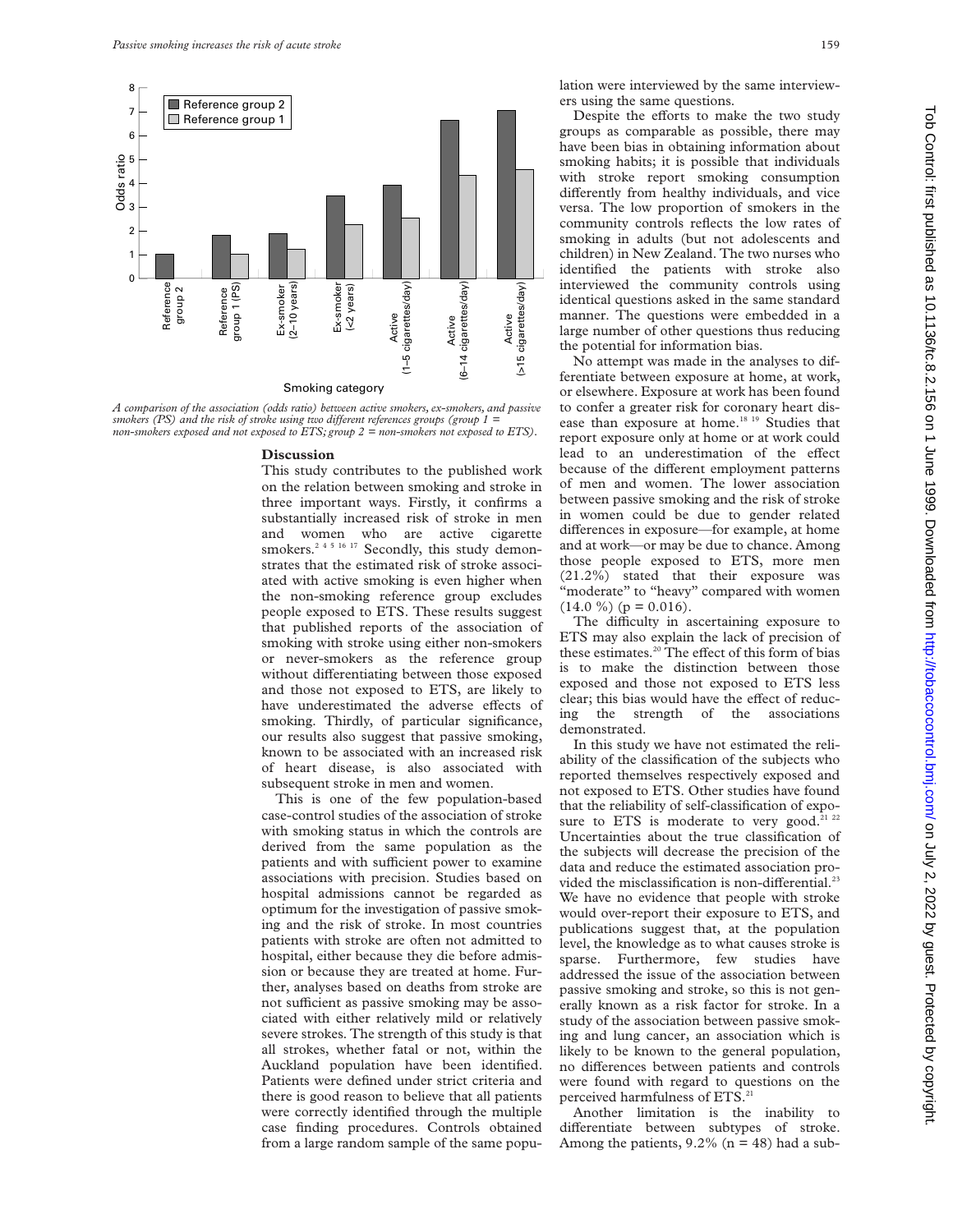A comparison of the association (odds ratio) between active smokers, ex-smokers, and passive smokers (PS) and the risk of stroke using two different references groups (group 1 = non-smokers exposed and not exposed to ETS; group 2 = non-smokers not exposed to ETS).

## Discussion

This study contributes to the published work on the relation between smoking and stroke in three important ways. Firstly, it confirms a substantially increased risk of stroke in men and women who are active cigarette smokers.[2 4 5 16 17] Secondly, this study demonstrates that the estimated risk of stroke associated with active smoking is even higher when the non-smoking reference group excludes people exposed to ETS. These results suggest that published reports of the association of smoking with stroke using either non-smokers or never-smokers as the reference group without differentiating between those exposed and those not exposed to ETS, are likely to have underestimated the adverse effects of smoking. Thirdly, of particular significance, our results also suggest that passive smoking, known to be associated with an increased risk of heart disease, is also associated with subsequent stroke in men and women.

This is one of the few population-based case-control studies of the association of stroke with smoking status in which the controls are derived from the same population as the patients and with sufficient power to examine associations with precision. Studies based on hospital admissions cannot be regarded as optimum for the investigation of passive smoking and the risk of stroke. In most countries patients with stroke are often not admitted to hospital, either because they die before admission or because they are treated at home. Further, analyses based on deaths from stroke are not sufficient as passive smoking may be associated with either relatively mild or relatively severe strokes. The strength of this study is that all strokes, whether fatal or not, within the Auckland population have been identified. Patients were defined under strict criteria and there is good reason to believe that all patients were correctly identified through the multiple case finding procedures. Controls obtained from a large random sample of the same population were interviewed by the same interviewers using the same questions.

Despite the efforts to make the two study groups as comparable as possible, there may have been bias in obtaining information about smoking habits; it is possible that individuals with stroke report smoking consumption differently from healthy individuals, and vice versa. The low proportion of smokers in the community controls reflects the low rates of smoking in adults (but not adolescents and children) in New Zealand. The two nurses who identified the patients with stroke also interviewed the community controls using identical questions asked in the same standard manner. The questions were embedded in a large number of other questions thus reducing the potential for information bias.

No attempt was made in the analyses to differentiate between exposure at home, at work, or elsewhere. Exposure at work has been found to confer a greater risk for coronary heart disease than exposure at home.[18 19] Studies that report exposure only at home or at work could lead to an underestimation of the effect because of the different employment patterns of men and women. The lower association between passive smoking and the risk of stroke in women could be due to gender related differences in exposure—for example, at home and at work—or may be due to chance. Among those people exposed to ETS, more men (21.2%) stated that their exposure was "moderate" to "heavy" compared with women (14.0 %) ($p = 0.016$).

The difficulty in ascertaining exposure to ETS may also explain the lack of precision of these estimates.[20] The effect of this form of bias is to make the distinction between those exposed and those not exposed to ETS less clear; this bias would have the effect of reducing the strength of the associations demonstrated.

In this study we have not estimated the reliability of the classification of the subjects who reported themselves respectively exposed and not exposed to ETS. Other studies have found that the reliability of self-classification of exposure to ETS is moderate to very good.[21 22] Uncertainties about the true classification of the subjects will decrease the precision of the data and reduce the estimated association provided the misclassification is non-differential.[23] We have no evidence that people with stroke would over-report their exposure to ETS, and publications suggest that, at the population level, the knowledge as to what causes stroke is sparse. Furthermore, few studies have addressed the issue of the association between passive smoking and stroke, so this is not generally known as a risk factor for stroke. In a study of the association between passive smoking and lung cancer, an association which is likely to be known to the general population, no differences between patients and controls were found with regard to questions on the perceived harmfulness of ETS.[21]

Another limitation is the inability to differentiate between subtypes of stroke. Among the patients, 9.2% ($n = 48$) had a sub-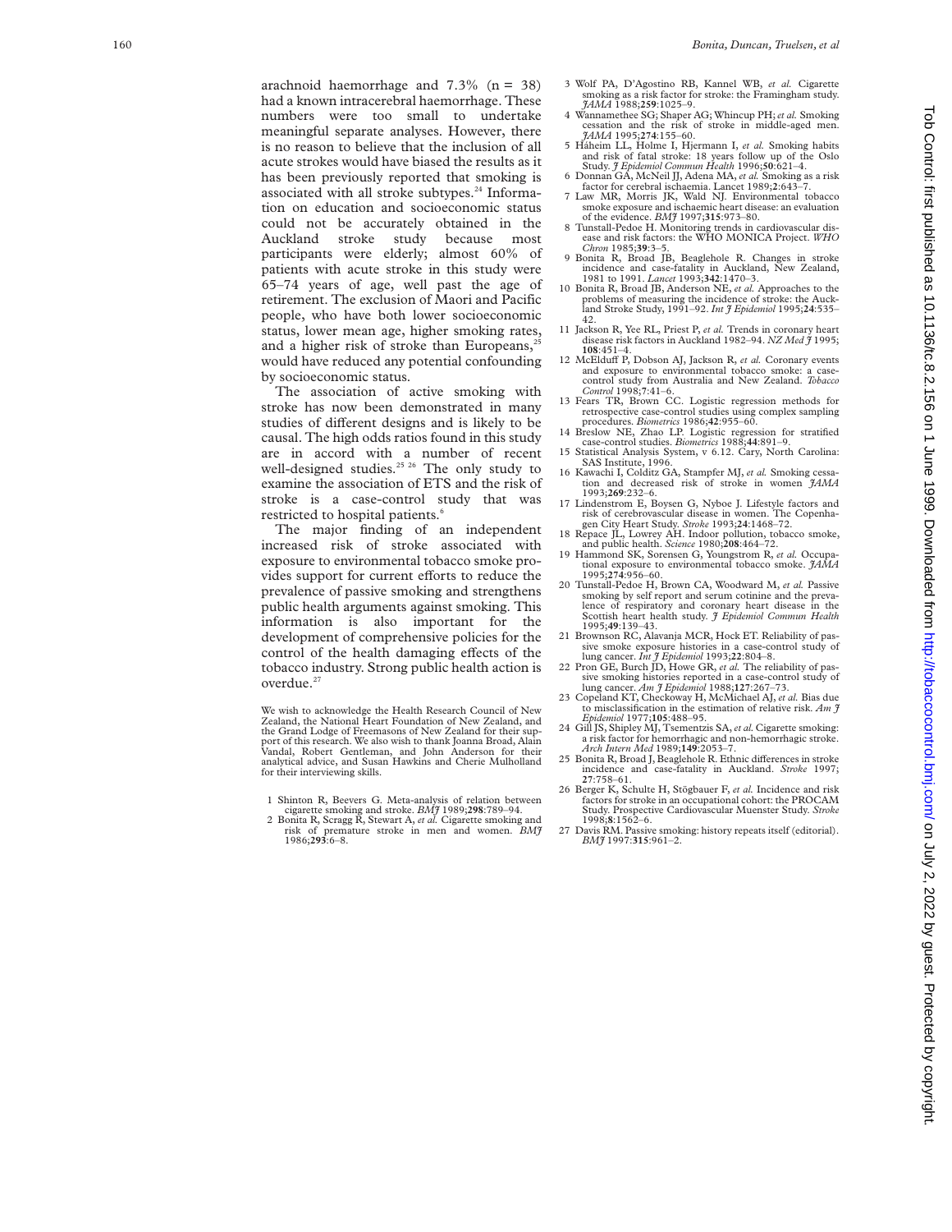arachnoid haemorrhage and 7.3% (n = 38) had a known intracerebral haemorrhage. These numbers were too small to undertake meaningful separate analyses. However, there is no reason to believe that the inclusion of all acute strokes would have biased the results as it has been previously reported that smoking is associated with all stroke subtypes.[24] Information on education and socioeconomic status could not be accurately obtained in the Auckland stroke study because most participants were elderly; almost 60% of patients with acute stroke in this study were 65–74 years of age, well past the age of retirement. The exclusion of Maori and Pacific people, who have both lower socioeconomic status, lower mean age, higher smoking rates, and a higher risk of stroke than Europeans,[25] would have reduced any potential confounding by socioeconomic status.

The association of active smoking with stroke has now been demonstrated in many studies of different designs and is likely to be causal. The high odds ratios found in this study are in accord with a number of recent well-designed studies.[25 26] The only study to examine the association of ETS and the risk of stroke is a case-control study that was restricted to hospital patients.[6]

The major finding of an independent increased risk of stroke associated with exposure to environmental tobacco smoke provides support for current efforts to reduce the prevalence of passive smoking and strengthens public health arguments against smoking. This information is also important for the development of comprehensive policies for the control of the health damaging effects of the tobacco industry. Strong public health action is overdue.[27]

We wish to acknowledge the Health Research Council of New Zealand, the National Heart Foundation of New Zealand, and the Grand Lodge of Freemasons of New Zealand for their support of this research. We also wish to thank Joanna Broad, Alain Vandal, Robert Gentleman, and John Anderson for their analytical advice, and Susan Hawkins and Cherie Mulholland for their interviewing skills.

1 Shinton R, Beevers G. Meta-analysis of relation between cigarette smoking and stroke. *BMJ* 1989;**298**:789–94.
2 Bonita R, Scragg R, Stewart A, *et al.* Cigarette smoking and risk of premature stroke in men and women. *BMJ* 1986;**293**:6–8.
3 Wolf PA, D'Agostino RB, Kannel WB, *et al.* Cigarette smoking as a risk factor for stroke: the Framingham study. *JAMA* 1988;**259**:1025–9.
4 Wannamethee SG; Shaper AG; Whincup PH; *et al.* Smoking cessation and the risk of stroke in middle-aged men. *JAMA* 1995;**274**:155–60.
5 Håheim LL, Holme I, Hjermann I, *et al.* Smoking habits and risk of fatal stroke: 18 years follow up of the Oslo Study. *J Epidemiol Commun Health* 1996;**50**:621–4.
6 Donnan GA, McNeil JJ, Adena MA, *et al.* Smoking as a risk factor for cerebral ischaemia. Lancet 1989;**2**:643–7.
7 Law MR, Morris JK, Wald NJ. Environmental tobacco smoke exposure and ischaemic heart disease: an evaluation of the evidence. *BMJ* 1997;**315**:973–80.
8 Tunstall-Pedoe H. Monitoring trends in cardiovascular disease and risk factors: the WHO MONICA Project. *WHO Chron* 1985;**39**:3–5.
9 Bonita R, Broad JB, Beaglehole R. Changes in stroke incidence and case-fatality in Auckland, New Zealand, 1981 to 1991. *Lancet* 1993;**342**:1470–3.
10 Bonita R, Broad JB, Anderson NE, *et al.* Approaches to the problems of measuring the incidence of stroke: the Auckland Stroke Study, 1991–92. *Int J Epidemiol* 1995;**24**:535–42.
11 Jackson R, Yee RL, Priest P, *et al.* Trends in coronary heart disease risk factors in Auckland 1982–94. *NZ Med J* 1995; **108**:451–4.
12 McElduff P, Dobson AJ, Jackson R, *et al.* Coronary events and exposure to environmental tobacco smoke: a case-control study from Australia and New Zealand. *Tobacco Control* 1998;**7**:41–6.
13 Fears TR, Brown CC. Logistic regression methods for retrospective case-control studies using complex sampling procedures. *Biometrics* 1986;**42**:955–60.
14 Breslow NE, Zhao LP. Logistic regression for stratified case-control studies. *Biometrics* 1988;**44**:891–9.
15 Statistical Analysis System, v 6.12. Cary, North Carolina: SAS Institute, 1996.
16 Kawachi I, Colditz GA, Stampfer MJ, *et al.* Smoking cessation and decreased risk of stroke in women *JAMA* 1993;**269**:232–6.
17 Lindenstrom E, Boysen G, Nyboe J. Lifestyle factors and risk of cerebrovascular disease in women. The Copenhagen City Heart Study. *Stroke* 1993;**24**:1468–72.
18 Repace JL, Lowrey AH. Indoor pollution, tobacco smoke, and public health. *Science* 1980;**208**:464–72.
19 Hammond SK, Sorensen G, Youngstrom R, *et al.* Occupational exposure to environmental tobacco smoke. *JAMA* 1995;**274**:956–60.
20 Tunstall-Pedoe H, Brown CA, Woodward M, *et al.* Passive smoking by self report and serum cotinine and the prevalence of respiratory and coronary heart disease in the Scottish heart health study. *J Epidemiol Commun Health* 1995;**49**:139–43.
21 Brownson RC, Alavanja MCR, Hock ET. Reliability of passive smoke exposure histories in a case-control study of lung cancer. *Int J Epidemiol* 1993;**22**:804–8.
22 Pron GE, Burch JD, Howe GR, *et al.* The reliability of passive smoking histories reported in a case-control study of lung cancer. *Am J Epidemiol* 1988;**127**:267–73.
23 Copeland KT, Checkoway H, McMichael AJ, *et al.* Bias due to misclassification in the estimation of relative risk. *Am J Epidemiol* 1977;**105**:488–95.
24 Gill JS, Shipley MJ, Tsementzis SA, *et al.* Cigarette smoking: a risk factor for hemorrhagic and non-hemorrhagic stroke. *Arch Intern Med* 1989;**149**:2053–7.
25 Bonita R, Broad J, Beaglehole R. Ethnic differences in stroke incidence and case-fatality in Auckland. *Stroke* 1997; **27**:758–61.
26 Berger K, Schulte H, Stögbauer F, *et al.* Incidence and risk factors for stroke in an occupational cohort: the PROCAM Study. Prospective Cardiovascular Muenster Study. *Stroke* 1998;**8**:1562–6.
27 Davis RM. Passive smoking: history repeats itself (editorial). *BMJ* 1997:**315**:961–2.